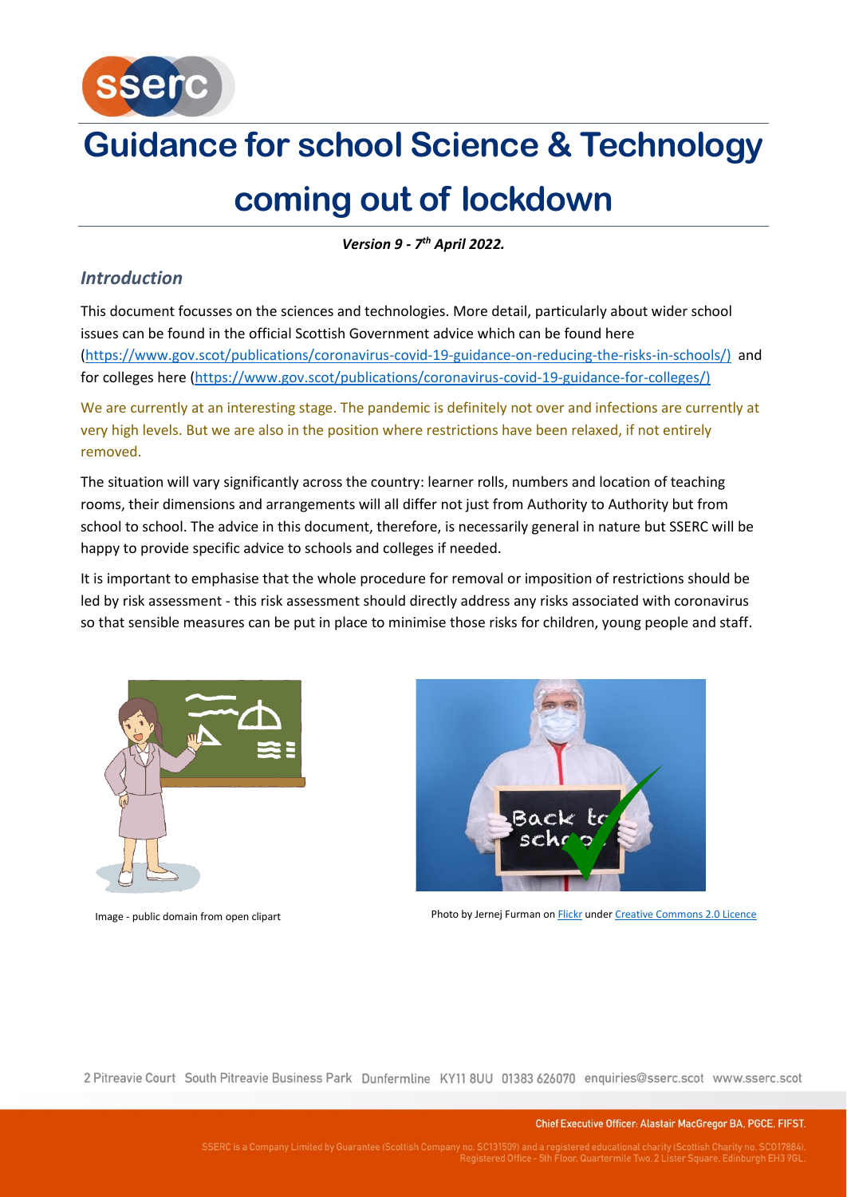# Guidance for school Science & Technology coming out of lockdown

***Version 9 - 7th April 2022.***

## *Introduction*

This document focusses on the sciences and technologies. More detail, particularly about wider school issues can be found in the official Scottish Government advice which can be found here (https://www.gov.scot/publications/coronavirus-covid-19-guidance-on-reducing-the-risks-in-schools/) and for colleges here (https://www.gov.scot/publications/coronavirus-covid-19-guidance-for-colleges/)

We are currently at an interesting stage. The pandemic is definitely not over and infections are currently at very high levels. But we are also in the position where restrictions have been relaxed, if not entirely removed.

The situation will vary significantly across the country: learner rolls, numbers and location of teaching rooms, their dimensions and arrangements will all differ not just from Authority to Authority but from school to school. The advice in this document, therefore, is necessarily general in nature but SSERC will be happy to provide specific advice to schools and colleges if needed.

It is important to emphasise that the whole procedure for removal or imposition of restrictions should be led by risk assessment - this risk assessment should directly address any risks associated with coronavirus so that sensible measures can be put in place to minimise those risks for children, young people and staff.

Image - public domain from open clipart

Photo by Jernej Furman on Flickr under Creative Commons 2.0 Licence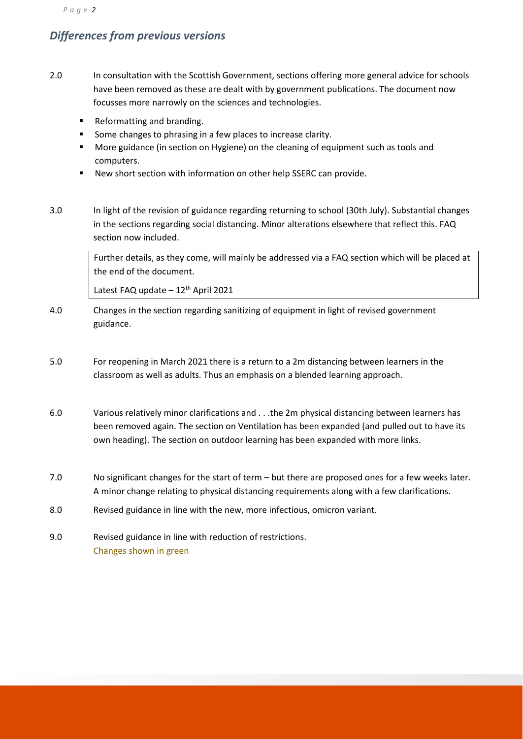## *Differences from previous versions*

2.0 In consultation with the Scottish Government, sections offering more general advice for schools have been removed as these are dealt with by government publications. The document now focusses more narrowly on the sciences and technologies.

- Reformatting and branding.
- Some changes to phrasing in a few places to increase clarity.
- More guidance (in section on Hygiene) on the cleaning of equipment such as tools and computers.
- New short section with information on other help SSERC can provide.

3.0 In light of the revision of guidance regarding returning to school (30th July). Substantial changes in the sections regarding social distancing. Minor alterations elsewhere that reflect this. FAQ section now included.

> Further details, as they come, will mainly be addressed via a FAQ section which will be placed at the end of the document.
>
> Latest FAQ update – 12th April 2021

4.0 Changes in the section regarding sanitizing of equipment in light of revised government guidance.

5.0 For reopening in March 2021 there is a return to a 2m distancing between learners in the classroom as well as adults. Thus an emphasis on a blended learning approach.

6.0 Various relatively minor clarifications and . . .the 2m physical distancing between learners has been removed again. The section on Ventilation has been expanded (and pulled out to have its own heading). The section on outdoor learning has been expanded with more links.

7.0 No significant changes for the start of term – but there are proposed ones for a few weeks later. A minor change relating to physical distancing requirements along with a few clarifications.

8.0 Revised guidance in line with the new, more infectious, omicron variant.

9.0 Revised guidance in line with reduction of restrictions.
Changes shown in green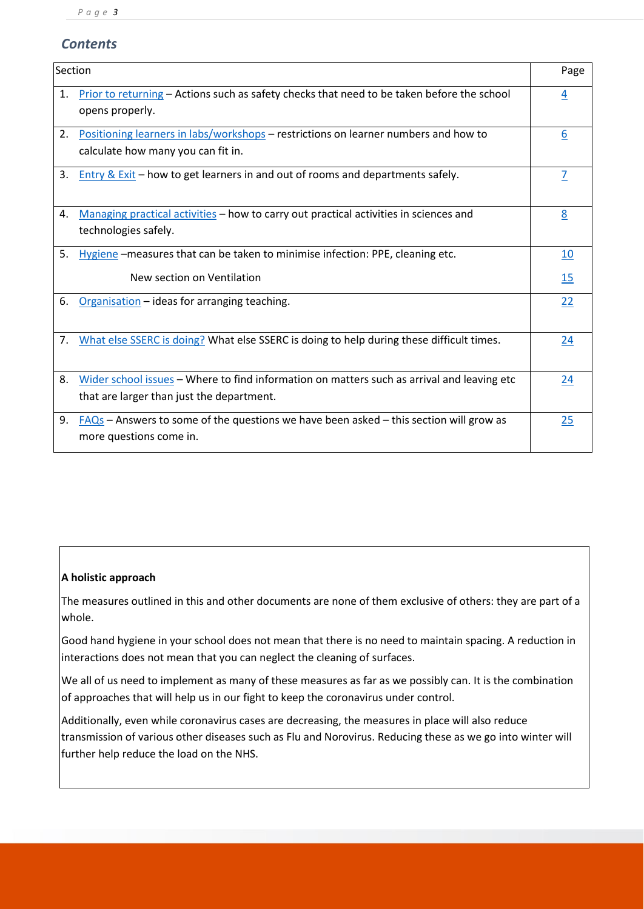## *Contents*

| Section | Page |
| --- | --- |
| 1. Prior to returning – Actions such as safety checks that need to be taken before the school opens properly. | 4 |
| 2. Positioning learners in labs/workshops – restrictions on learner numbers and how to calculate how many you can fit in. | 6 |
| 3. Entry & Exit – how to get learners in and out of rooms and departments safely. | 7 |
| 4. Managing practical activities – how to carry out practical activities in sciences and technologies safely. | 8 |
| 5. Hygiene –measures that can be taken to minimise infection: PPE, cleaning etc.<br><br>New section on Ventilation | 10<br><br>15 |
| 6. Organisation – ideas for arranging teaching. | 22 |
| 7. What else SSERC is doing? What else SSERC is doing to help during these difficult times. | 24 |
| 8. Wider school issues – Where to find information on matters such as arrival and leaving etc that are larger than just the department. | 24 |
| 9. FAQs – Answers to some of the questions we have been asked – this section will grow as more questions come in. | 25 |

**A holistic approach**

The measures outlined in this and other documents are none of them exclusive of others: they are part of a whole.

Good hand hygiene in your school does not mean that there is no need to maintain spacing. A reduction in interactions does not mean that you can neglect the cleaning of surfaces.

We all of us need to implement as many of these measures as far as we possibly can. It is the combination of approaches that will help us in our fight to keep the coronavirus under control.

Additionally, even while coronavirus cases are decreasing, the measures in place will also reduce transmission of various other diseases such as Flu and Norovirus. Reducing these as we go into winter will further help reduce the load on the NHS.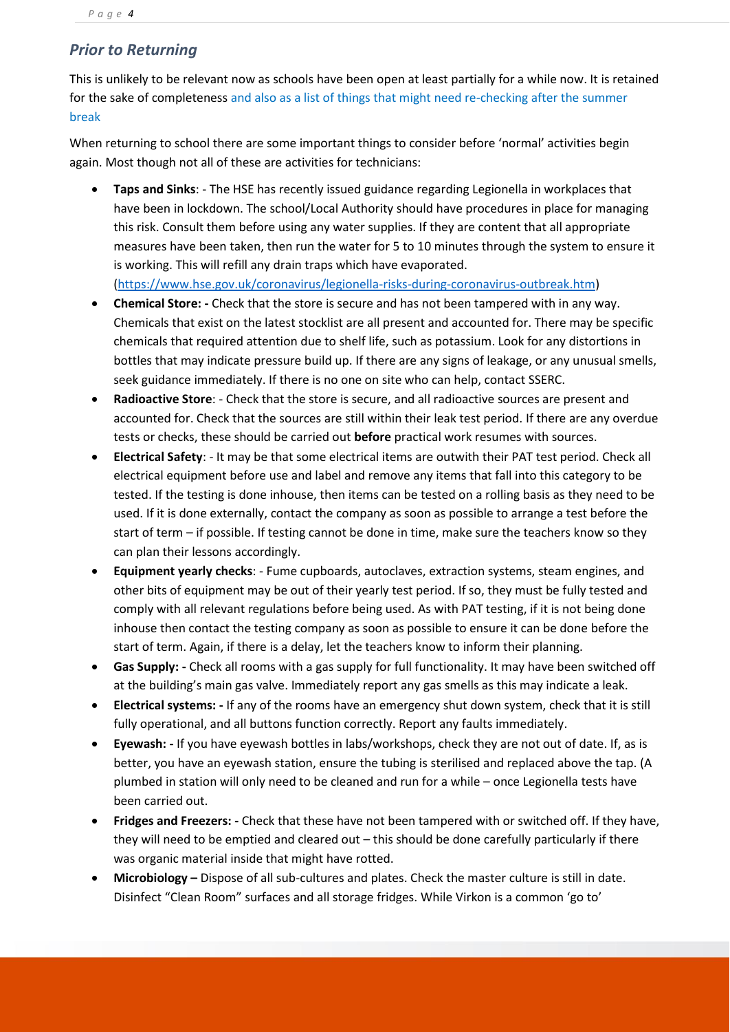## *Prior to Returning*

This is unlikely to be relevant now as schools have been open at least partially for a while now. It is retained for the sake of completeness and also as a list of things that might need re-checking after the summer break

When returning to school there are some important things to consider before 'normal' activities begin again. Most though not all of these are activities for technicians:

- **Taps and Sinks**: - The HSE has recently issued guidance regarding Legionella in workplaces that have been in lockdown. The school/Local Authority should have procedures in place for managing this risk. Consult them before using any water supplies. If they are content that all appropriate measures have been taken, then run the water for 5 to 10 minutes through the system to ensure it is working. This will refill any drain traps which have evaporated. (https://www.hse.gov.uk/coronavirus/legionella-risks-during-coronavirus-outbreak.htm)
- **Chemical Store: -** Check that the store is secure and has not been tampered with in any way. Chemicals that exist on the latest stocklist are all present and accounted for. There may be specific chemicals that required attention due to shelf life, such as potassium. Look for any distortions in bottles that may indicate pressure build up. If there are any signs of leakage, or any unusual smells, seek guidance immediately. If there is no one on site who can help, contact SSERC.
- **Radioactive Store**: - Check that the store is secure, and all radioactive sources are present and accounted for. Check that the sources are still within their leak test period. If there are any overdue tests or checks, these should be carried out **before** practical work resumes with sources.
- **Electrical Safety**: - It may be that some electrical items are outwith their PAT test period. Check all electrical equipment before use and label and remove any items that fall into this category to be tested. If the testing is done inhouse, then items can be tested on a rolling basis as they need to be used. If it is done externally, contact the company as soon as possible to arrange a test before the start of term – if possible. If testing cannot be done in time, make sure the teachers know so they can plan their lessons accordingly.
- **Equipment yearly checks**: - Fume cupboards, autoclaves, extraction systems, steam engines, and other bits of equipment may be out of their yearly test period. If so, they must be fully tested and comply with all relevant regulations before being used. As with PAT testing, if it is not being done inhouse then contact the testing company as soon as possible to ensure it can be done before the start of term. Again, if there is a delay, let the teachers know to inform their planning.
- **Gas Supply: -** Check all rooms with a gas supply for full functionality. It may have been switched off at the building's main gas valve. Immediately report any gas smells as this may indicate a leak.
- **Electrical systems: -** If any of the rooms have an emergency shut down system, check that it is still fully operational, and all buttons function correctly. Report any faults immediately.
- **Eyewash: -** If you have eyewash bottles in labs/workshops, check they are not out of date. If, as is better, you have an eyewash station, ensure the tubing is sterilised and replaced above the tap. (A plumbed in station will only need to be cleaned and run for a while – once Legionella tests have been carried out.
- **Fridges and Freezers: -** Check that these have not been tampered with or switched off. If they have, they will need to be emptied and cleared out – this should be done carefully particularly if there was organic material inside that might have rotted.
- **Microbiology –** Dispose of all sub-cultures and plates. Check the master culture is still in date. Disinfect "Clean Room" surfaces and all storage fridges. While Virkon is a common 'go to'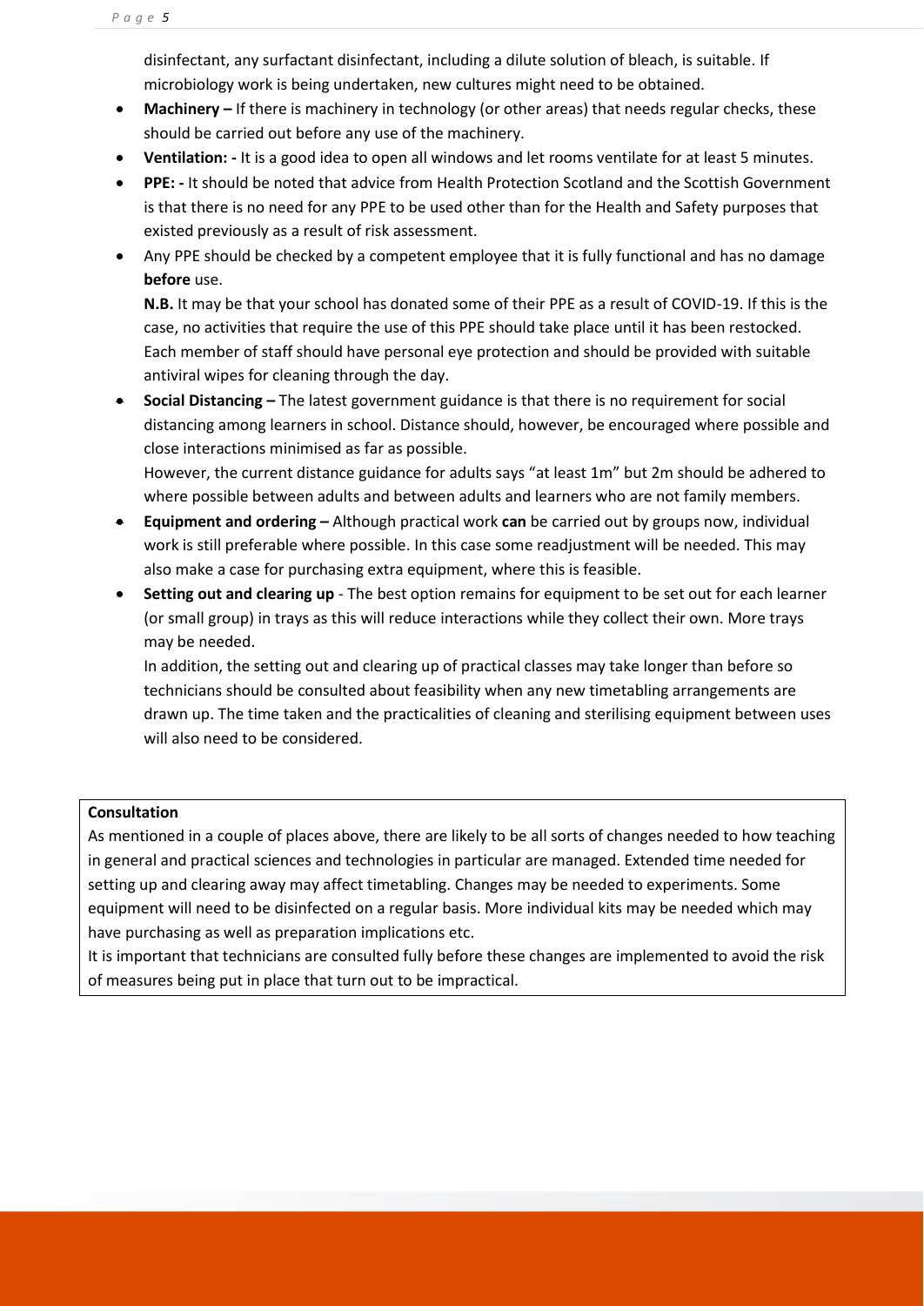disinfectant, any surfactant disinfectant, including a dilute solution of bleach, is suitable. If microbiology work is being undertaken, new cultures might need to be obtained.

- **Machinery –** If there is machinery in technology (or other areas) that needs regular checks, these should be carried out before any use of the machinery.
- **Ventilation: -** It is a good idea to open all windows and let rooms ventilate for at least 5 minutes.
- **PPE: -** It should be noted that advice from Health Protection Scotland and the Scottish Government is that there is no need for any PPE to be used other than for the Health and Safety purposes that existed previously as a result of risk assessment.
- Any PPE should be checked by a competent employee that it is fully functional and has no damage **before** use.

  **N.B.** It may be that your school has donated some of their PPE as a result of COVID-19. If this is the case, no activities that require the use of this PPE should take place until it has been restocked. Each member of staff should have personal eye protection and should be provided with suitable antiviral wipes for cleaning through the day.
- **Social Distancing –** The latest government guidance is that there is no requirement for social distancing among learners in school. Distance should, however, be encouraged where possible and close interactions minimised as far as possible.

  However, the current distance guidance for adults says "at least 1m" but 2m should be adhered to where possible between adults and between adults and learners who are not family members.
- **Equipment and ordering –** Although practical work **can** be carried out by groups now, individual work is still preferable where possible. In this case some readjustment will be needed. This may also make a case for purchasing extra equipment, where this is feasible.
- **Setting out and clearing up** - The best option remains for equipment to be set out for each learner (or small group) in trays as this will reduce interactions while they collect their own. More trays may be needed.

  In addition, the setting out and clearing up of practical classes may take longer than before so technicians should be consulted about feasibility when any new timetabling arrangements are drawn up. The time taken and the practicalities of cleaning and sterilising equipment between uses will also need to be considered.

**Consultation**

As mentioned in a couple of places above, there are likely to be all sorts of changes needed to how teaching in general and practical sciences and technologies in particular are managed. Extended time needed for setting up and clearing away may affect timetabling. Changes may be needed to experiments. Some equipment will need to be disinfected on a regular basis. More individual kits may be needed which may have purchasing as well as preparation implications etc.

It is important that technicians are consulted fully before these changes are implemented to avoid the risk of measures being put in place that turn out to be impractical.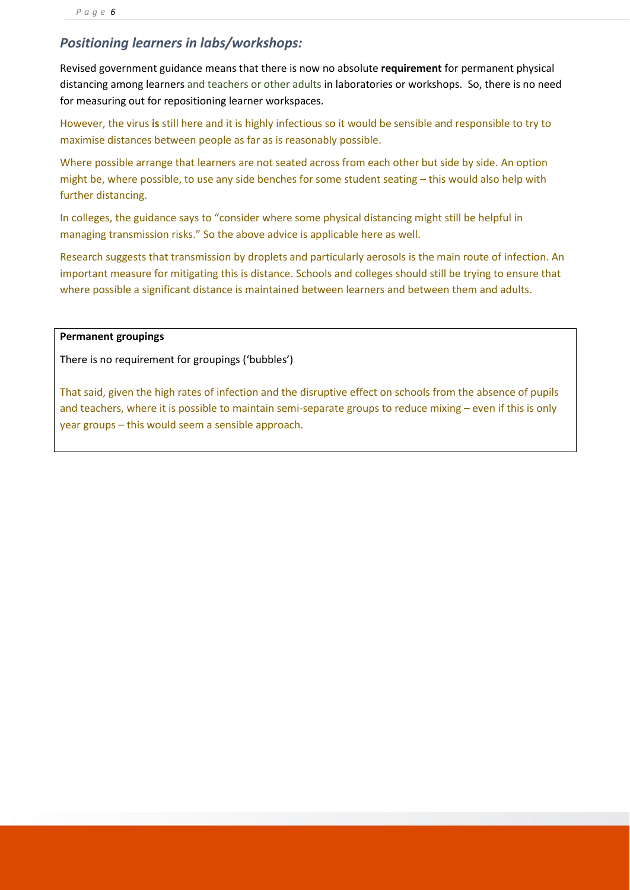### *Positioning learners in labs/workshops:*

Revised government guidance means that there is now no absolute **requirement** for permanent physical distancing among learners and teachers or other adults in laboratories or workshops. So, there is no need for measuring out for repositioning learner workspaces.

However, the virus **is** still here and it is highly infectious so it would be sensible and responsible to try to maximise distances between people as far as is reasonably possible.

Where possible arrange that learners are not seated across from each other but side by side. An option might be, where possible, to use any side benches for some student seating – this would also help with further distancing.

In colleges, the guidance says to "consider where some physical distancing might still be helpful in managing transmission risks." So the above advice is applicable here as well.

Research suggests that transmission by droplets and particularly aerosols is the main route of infection. An important measure for mitigating this is distance. Schools and colleges should still be trying to ensure that where possible a significant distance is maintained between learners and between them and adults.

**Permanent groupings**

There is no requirement for groupings ('bubbles')

That said, given the high rates of infection and the disruptive effect on schools from the absence of pupils and teachers, where it is possible to maintain semi-separate groups to reduce mixing – even if this is only year groups – this would seem a sensible approach.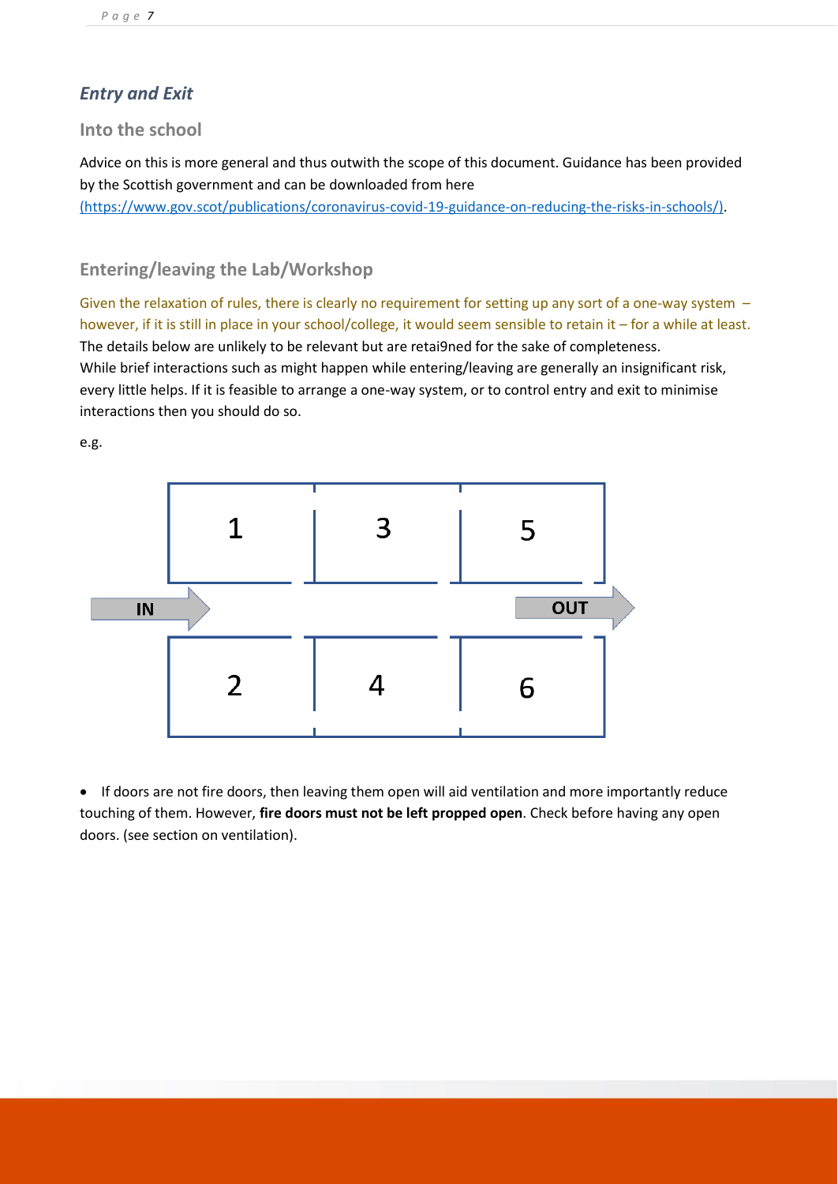## *Entry and Exit*

### Into the school

Advice on this is more general and thus outwith the scope of this document. Guidance has been provided by the Scottish government and can be downloaded from here [(https://www.gov.scot/publications/coronavirus-covid-19-guidance-on-reducing-the-risks-in-schools/)](https://www.gov.scot/publications/coronavirus-covid-19-guidance-on-reducing-the-risks-in-schools/).

### Entering/leaving the Lab/Workshop

Given the relaxation of rules, there is clearly no requirement for setting up any sort of a one-way system – however, if it is still in place in your school/college, it would seem sensible to retain it – for a while at least.
The details below are unlikely to be relevant but are retai9ned for the sake of completeness.
While brief interactions such as might happen while entering/leaving are generally an insignificant risk, every little helps. If it is feasible to arrange a one-way system, or to control entry and exit to minimise interactions then you should do so.

e.g.

| 1 | 3 | 5 |
|---|---|---|
| IN → | | OUT → |
| 2 | 4 | 6 |

- If doors are not fire doors, then leaving them open will aid ventilation and more importantly reduce touching of them. However, **fire doors must not be left propped open**. Check before having any open doors. (see section on ventilation).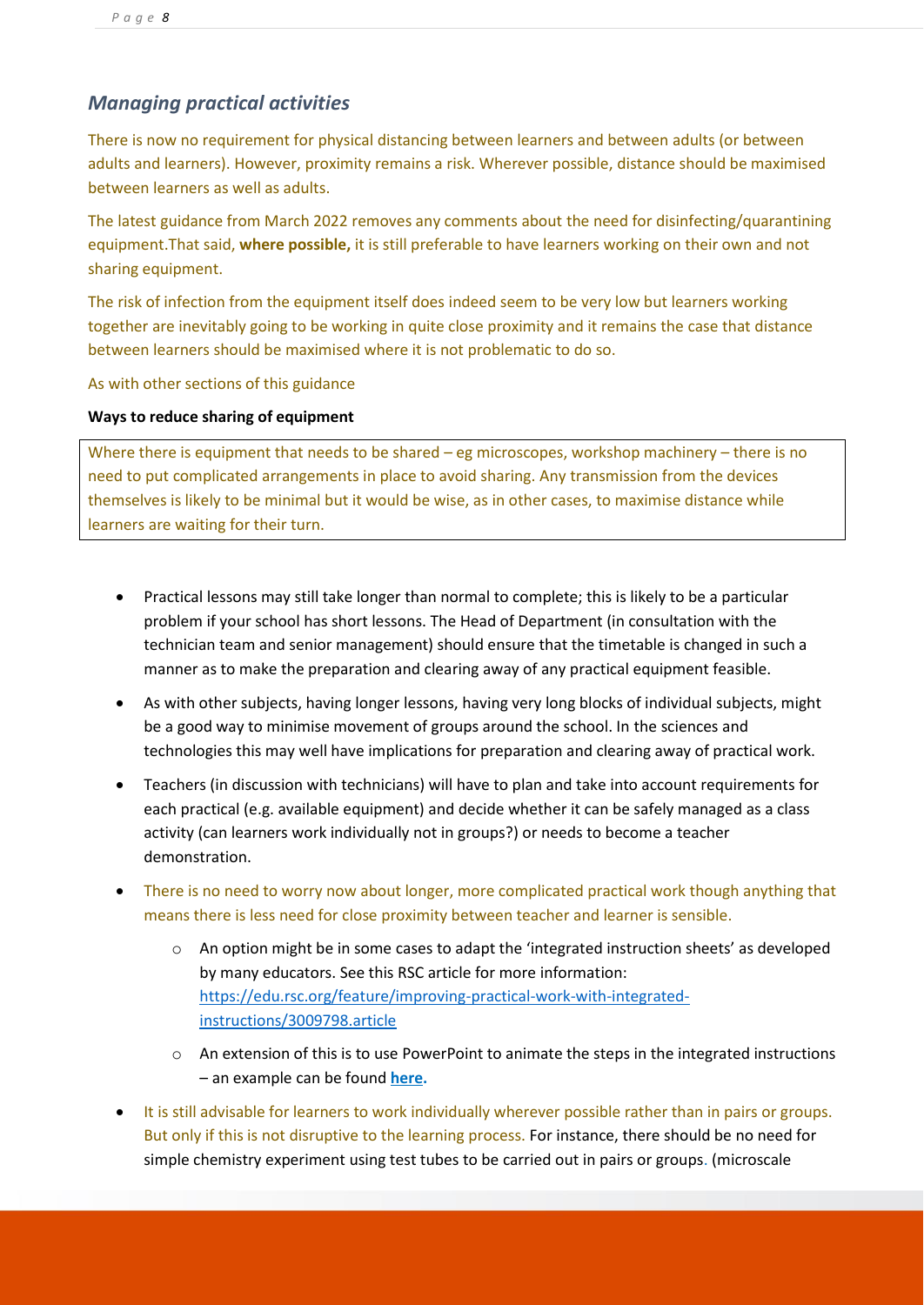## *Managing practical activities*

There is now no requirement for physical distancing between learners and between adults (or between adults and learners). However, proximity remains a risk. Wherever possible, distance should be maximised between learners as well as adults.

The latest guidance from March 2022 removes any comments about the need for disinfecting/quarantining equipment.That said, **where possible,** it is still preferable to have learners working on their own and not sharing equipment.

The risk of infection from the equipment itself does indeed seem to be very low but learners working together are inevitably going to be working in quite close proximity and it remains the case that distance between learners should be maximised where it is not problematic to do so.

As with other sections of this guidance

**Ways to reduce sharing of equipment**

Where there is equipment that needs to be shared – eg microscopes, workshop machinery – there is no need to put complicated arrangements in place to avoid sharing. Any transmission from the devices themselves is likely to be minimal but it would be wise, as in other cases, to maximise distance while learners are waiting for their turn.

- Practical lessons may still take longer than normal to complete; this is likely to be a particular problem if your school has short lessons. The Head of Department (in consultation with the technician team and senior management) should ensure that the timetable is changed in such a manner as to make the preparation and clearing away of any practical equipment feasible.
- As with other subjects, having longer lessons, having very long blocks of individual subjects, might be a good way to minimise movement of groups around the school. In the sciences and technologies this may well have implications for preparation and clearing away of practical work.
- Teachers (in discussion with technicians) will have to plan and take into account requirements for each practical (e.g. available equipment) and decide whether it can be safely managed as a class activity (can learners work individually not in groups?) or needs to become a teacher demonstration.
- There is no need to worry now about longer, more complicated practical work though anything that means there is less need for close proximity between teacher and learner is sensible.
  - An option might be in some cases to adapt the 'integrated instruction sheets' as developed by many educators. See this RSC article for more information: [https://edu.rsc.org/feature/improving-practical-work-with-integrated-instructions/3009798.article](https://edu.rsc.org/feature/improving-practical-work-with-integrated-instructions/3009798.article)
  - An extension of this is to use PowerPoint to animate the steps in the integrated instructions – an example can be found **here.**
- It is still advisable for learners to work individually wherever possible rather than in pairs or groups. But only if this is not disruptive to the learning process. For instance, there should be no need for simple chemistry experiment using test tubes to be carried out in pairs or groups. (microscale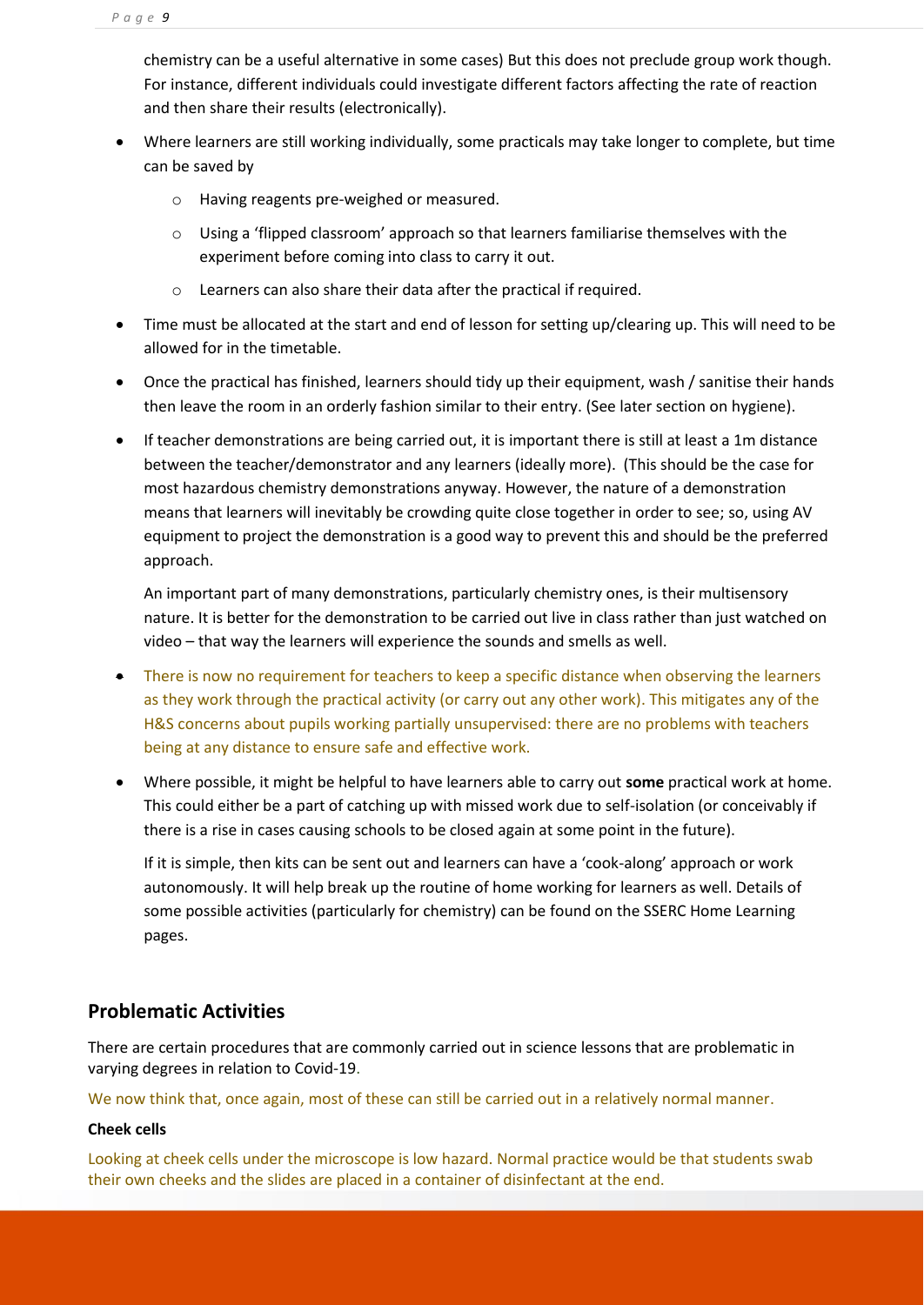chemistry can be a useful alternative in some cases) But this does not preclude group work though. For instance, different individuals could investigate different factors affecting the rate of reaction and then share their results (electronically).

- Where learners are still working individually, some practicals may take longer to complete, but time can be saved by
  - Having reagents pre-weighed or measured.
  - Using a 'flipped classroom' approach so that learners familiarise themselves with the experiment before coming into class to carry it out.
  - Learners can also share their data after the practical if required.
- Time must be allocated at the start and end of lesson for setting up/clearing up. This will need to be allowed for in the timetable.
- Once the practical has finished, learners should tidy up their equipment, wash / sanitise their hands then leave the room in an orderly fashion similar to their entry. (See later section on hygiene).
- If teacher demonstrations are being carried out, it is important there is still at least a 1m distance between the teacher/demonstrator and any learners (ideally more). (This should be the case for most hazardous chemistry demonstrations anyway. However, the nature of a demonstration means that learners will inevitably be crowding quite close together in order to see; so, using AV equipment to project the demonstration is a good way to prevent this and should be the preferred approach.

  An important part of many demonstrations, particularly chemistry ones, is their multisensory nature. It is better for the demonstration to be carried out live in class rather than just watched on video – that way the learners will experience the sounds and smells as well.
- There is now no requirement for teachers to keep a specific distance when observing the learners as they work through the practical activity (or carry out any other work). This mitigates any of the H&S concerns about pupils working partially unsupervised: there are no problems with teachers being at any distance to ensure safe and effective work.
- Where possible, it might be helpful to have learners able to carry out **some** practical work at home. This could either be a part of catching up with missed work due to self-isolation (or conceivably if there is a rise in cases causing schools to be closed again at some point in the future).

  If it is simple, then kits can be sent out and learners can have a 'cook-along' approach or work autonomously. It will help break up the routine of home working for learners as well. Details of some possible activities (particularly for chemistry) can be found on the SSERC Home Learning pages.

## Problematic Activities

There are certain procedures that are commonly carried out in science lessons that are problematic in varying degrees in relation to Covid-19.

We now think that, once again, most of these can still be carried out in a relatively normal manner.

**Cheek cells**

Looking at cheek cells under the microscope is low hazard. Normal practice would be that students swab their own cheeks and the slides are placed in a container of disinfectant at the end.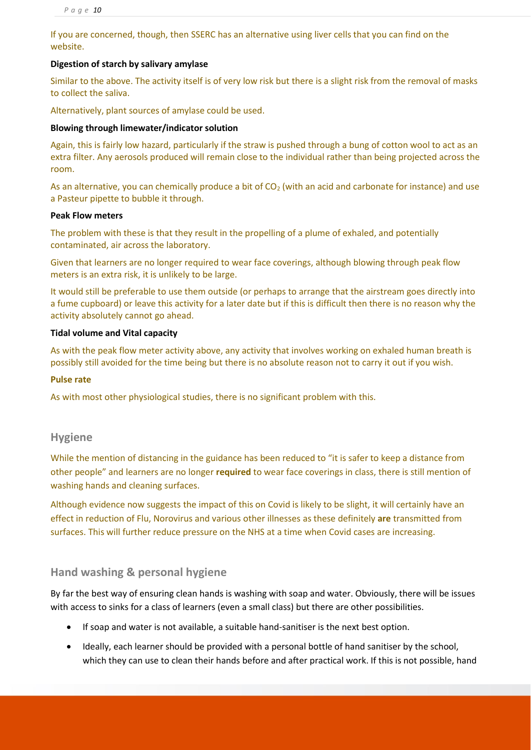If you are concerned, though, then SSERC has an alternative using liver cells that you can find on the website.

**Digestion of starch by salivary amylase**

Similar to the above. The activity itself is of very low risk but there is a slight risk from the removal of masks to collect the saliva.

Alternatively, plant sources of amylase could be used.

**Blowing through limewater/indicator solution**

Again, this is fairly low hazard, particularly if the straw is pushed through a bung of cotton wool to act as an extra filter. Any aerosols produced will remain close to the individual rather than being projected across the room.

As an alternative, you can chemically produce a bit of $CO_2$ (with an acid and carbonate for instance) and use a Pasteur pipette to bubble it through.

**Peak Flow meters**

The problem with these is that they result in the propelling of a plume of exhaled, and potentially contaminated, air across the laboratory.

Given that learners are no longer required to wear face coverings, although blowing through peak flow meters is an extra risk, it is unlikely to be large.

It would still be preferable to use them outside (or perhaps to arrange that the airstream goes directly into a fume cupboard) or leave this activity for a later date but if this is difficult then there is no reason why the activity absolutely cannot go ahead.

**Tidal volume and Vital capacity**

As with the peak flow meter activity above, any activity that involves working on exhaled human breath is possibly still avoided for the time being but there is no absolute reason not to carry it out if you wish.

**Pulse rate**

As with most other physiological studies, there is no significant problem with this.

## Hygiene

While the mention of distancing in the guidance has been reduced to "it is safer to keep a distance from other people" and learners are no longer **required** to wear face coverings in class, there is still mention of washing hands and cleaning surfaces.

Although evidence now suggests the impact of this on Covid is likely to be slight, it will certainly have an effect in reduction of Flu, Norovirus and various other illnesses as these definitely **are** transmitted from surfaces. This will further reduce pressure on the NHS at a time when Covid cases are increasing.

## Hand washing & personal hygiene

By far the best way of ensuring clean hands is washing with soap and water. Obviously, there will be issues with access to sinks for a class of learners (even a small class) but there are other possibilities.

- If soap and water is not available, a suitable hand-sanitiser is the next best option.
- Ideally, each learner should be provided with a personal bottle of hand sanitiser by the school, which they can use to clean their hands before and after practical work. If this is not possible, hand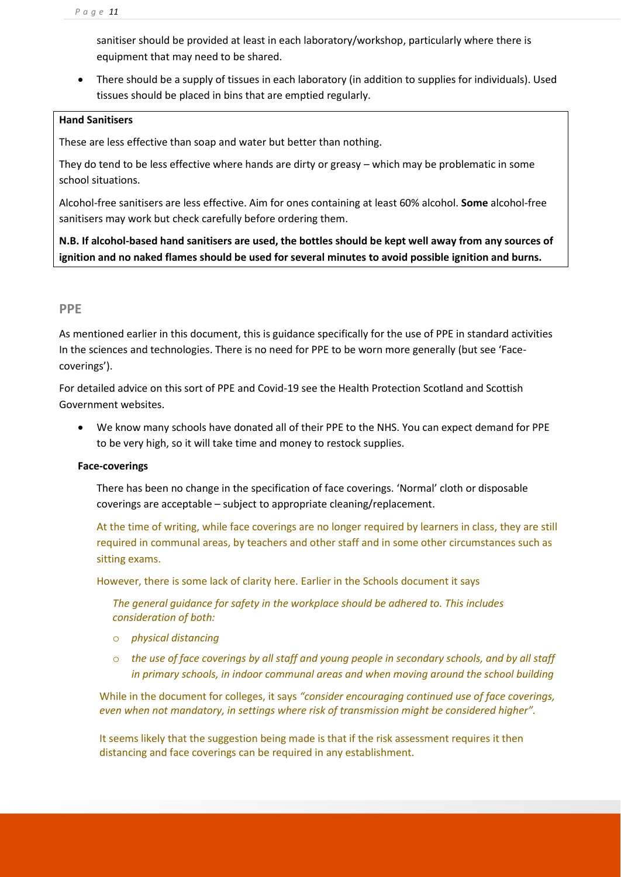sanitiser should be provided at least in each laboratory/workshop, particularly where there is equipment that may need to be shared.

- There should be a supply of tissues in each laboratory (in addition to supplies for individuals). Used tissues should be placed in bins that are emptied regularly.

**Hand Sanitisers**

These are less effective than soap and water but better than nothing.

They do tend to be less effective where hands are dirty or greasy – which may be problematic in some school situations.

Alcohol-free sanitisers are less effective. Aim for ones containing at least 60% alcohol. **Some** alcohol-free sanitisers may work but check carefully before ordering them.

**N.B. If alcohol-based hand sanitisers are used, the bottles should be kept well away from any sources of ignition and no naked flames should be used for several minutes to avoid possible ignition and burns.**

## PPE

As mentioned earlier in this document, this is guidance specifically for the use of PPE in standard activities In the sciences and technologies. There is no need for PPE to be worn more generally (but see 'Face-coverings').

For detailed advice on this sort of PPE and Covid-19 see the Health Protection Scotland and Scottish Government websites.

- We know many schools have donated all of their PPE to the NHS. You can expect demand for PPE to be very high, so it will take time and money to restock supplies.

### Face-coverings

There has been no change in the specification of face coverings. 'Normal' cloth or disposable coverings are acceptable – subject to appropriate cleaning/replacement.

At the time of writing, while face coverings are no longer required by learners in class, they are still required in communal areas, by teachers and other staff and in some other circumstances such as sitting exams.

However, there is some lack of clarity here. Earlier in the Schools document it says

*The general guidance for safety in the workplace should be adhered to. This includes consideration of both:*

- *physical distancing*
- *the use of face coverings by all staff and young people in secondary schools, and by all staff in primary schools, in indoor communal areas and when moving around the school building*

While in the document for colleges, it says *"consider encouraging continued use of face coverings, even when not mandatory, in settings where risk of transmission might be considered higher"*.

It seems likely that the suggestion being made is that if the risk assessment requires it then distancing and face coverings can be required in any establishment.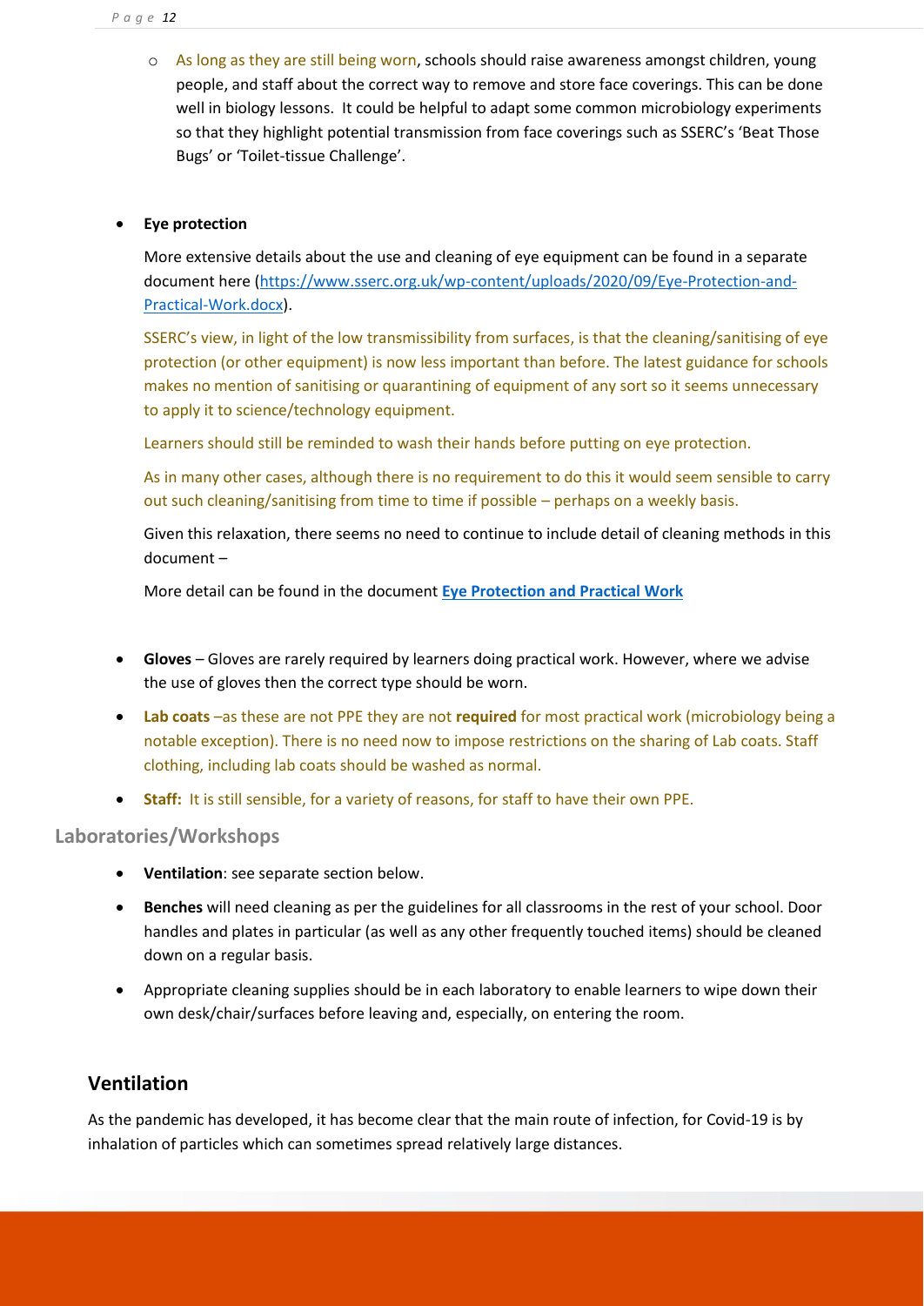- As long as they are still being worn, schools should raise awareness amongst children, young people, and staff about the correct way to remove and store face coverings. This can be done well in biology lessons. It could be helpful to adapt some common microbiology experiments so that they highlight potential transmission from face coverings such as SSERC's 'Beat Those Bugs' or 'Toilet-tissue Challenge'.

- **Eye protection**

  More extensive details about the use and cleaning of eye equipment can be found in a separate document here (https://www.sserc.org.uk/wp-content/uploads/2020/09/Eye-Protection-and-Practical-Work.docx).

  SSERC's view, in light of the low transmissibility from surfaces, is that the cleaning/sanitising of eye protection (or other equipment) is now less important than before. The latest guidance for schools makes no mention of sanitising or quarantining of equipment of any sort so it seems unnecessary to apply it to science/technology equipment.

  Learners should still be reminded to wash their hands before putting on eye protection.

  As in many other cases, although there is no requirement to do this it would seem sensible to carry out such cleaning/sanitising from time to time if possible – perhaps on a weekly basis.

  Given this relaxation, there seems no need to continue to include detail of cleaning methods in this document –

  More detail can be found in the document **Eye Protection and Practical Work**

- **Gloves** – Gloves are rarely required by learners doing practical work. However, where we advise the use of gloves then the correct type should be worn.
- **Lab coats** –as these are not PPE they are not **required** for most practical work (microbiology being a notable exception). There is no need now to impose restrictions on the sharing of Lab coats. Staff clothing, including lab coats should be washed as normal.
- **Staff:** It is still sensible, for a variety of reasons, for staff to have their own PPE.

### Laboratories/Workshops

- **Ventilation**: see separate section below.
- **Benches** will need cleaning as per the guidelines for all classrooms in the rest of your school. Door handles and plates in particular (as well as any other frequently touched items) should be cleaned down on a regular basis.
- Appropriate cleaning supplies should be in each laboratory to enable learners to wipe down their own desk/chair/surfaces before leaving and, especially, on entering the room.

## Ventilation

As the pandemic has developed, it has become clear that the main route of infection, for Covid-19 is by inhalation of particles which can sometimes spread relatively large distances.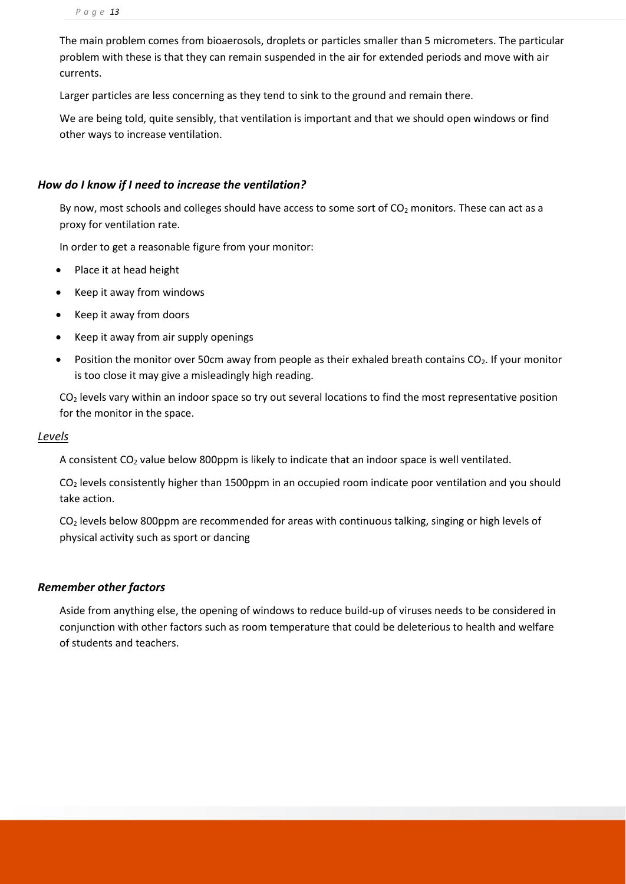The main problem comes from bioaerosols, droplets or particles smaller than 5 micrometers. The particular problem with these is that they can remain suspended in the air for extended periods and move with air currents.

Larger particles are less concerning as they tend to sink to the ground and remain there.

We are being told, quite sensibly, that ventilation is important and that we should open windows or find other ways to increase ventilation.

### *How do I know if I need to increase the ventilation?*

By now, most schools and colleges should have access to some sort of $CO_2$ monitors. These can act as a proxy for ventilation rate.

In order to get a reasonable figure from your monitor:

- Place it at head height
- Keep it away from windows
- Keep it away from doors
- Keep it away from air supply openings
- Position the monitor over 50cm away from people as their exhaled breath contains $CO_2$. If your monitor is too close it may give a misleadingly high reading.

$CO_2$ levels vary within an indoor space so try out several locations to find the most representative position for the monitor in the space.

#### *Levels*

A consistent $CO_2$ value below 800ppm is likely to indicate that an indoor space is well ventilated.

$CO_2$ levels consistently higher than 1500ppm in an occupied room indicate poor ventilation and you should take action.

$CO_2$ levels below 800ppm are recommended for areas with continuous talking, singing or high levels of physical activity such as sport or dancing

### *Remember other factors*

Aside from anything else, the opening of windows to reduce build-up of viruses needs to be considered in conjunction with other factors such as room temperature that could be deleterious to health and welfare of students and teachers.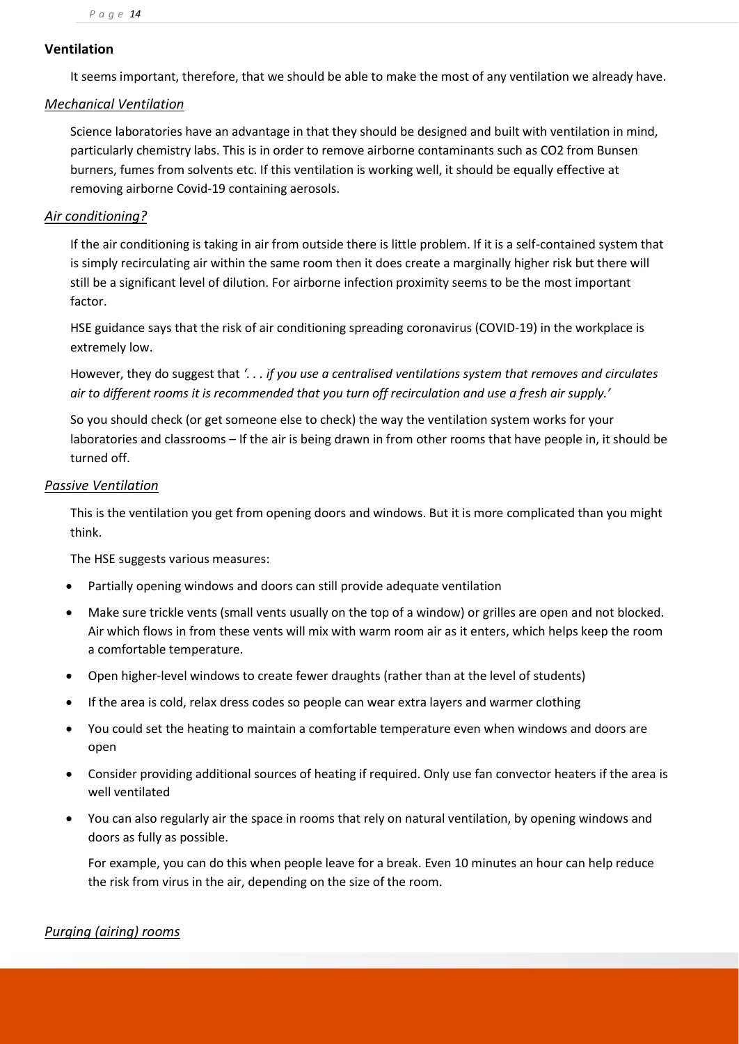## Ventilation

It seems important, therefore, that we should be able to make the most of any ventilation we already have.

### *Mechanical Ventilation*

Science laboratories have an advantage in that they should be designed and built with ventilation in mind, particularly chemistry labs. This is in order to remove airborne contaminants such as $CO_2$ from Bunsen burners, fumes from solvents etc. If this ventilation is working well, it should be equally effective at removing airborne Covid-19 containing aerosols.

### *Air conditioning?*

If the air conditioning is taking in air from outside there is little problem. If it is a self-contained system that is simply recirculating air within the same room then it does create a marginally higher risk but there will still be a significant level of dilution. For airborne infection proximity seems to be the most important factor.

HSE guidance says that the risk of air conditioning spreading coronavirus (COVID-19) in the workplace is extremely low.

However, they do suggest that *'. . . if you use a centralised ventilations system that removes and circulates air to different rooms it is recommended that you turn off recirculation and use a fresh air supply.'*

So you should check (or get someone else to check) the way the ventilation system works for your laboratories and classrooms – If the air is being drawn in from other rooms that have people in, it should be turned off.

### *Passive Ventilation*

This is the ventilation you get from opening doors and windows. But it is more complicated than you might think.

The HSE suggests various measures:

- Partially opening windows and doors can still provide adequate ventilation
- Make sure trickle vents (small vents usually on the top of a window) or grilles are open and not blocked. Air which flows in from these vents will mix with warm room air as it enters, which helps keep the room a comfortable temperature.
- Open higher-level windows to create fewer draughts (rather than at the level of students)
- If the area is cold, relax dress codes so people can wear extra layers and warmer clothing
- You could set the heating to maintain a comfortable temperature even when windows and doors are open
- Consider providing additional sources of heating if required. Only use fan convector heaters if the area is well ventilated
- You can also regularly air the space in rooms that rely on natural ventilation, by opening windows and doors as fully as possible.

  For example, you can do this when people leave for a break. Even 10 minutes an hour can help reduce the risk from virus in the air, depending on the size of the room.

### *Purging (airing) rooms*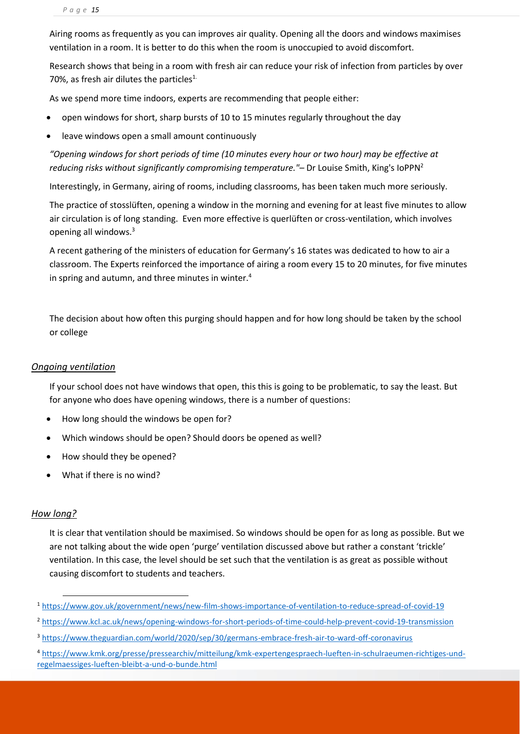Airing rooms as frequently as you can improves air quality. Opening all the doors and windows maximises ventilation in a room. It is better to do this when the room is unoccupied to avoid discomfort.

Research shows that being in a room with fresh air can reduce your risk of infection from particles by over 70%, as fresh air dilutes the particles[1].

As we spend more time indoors, experts are recommending that people either:

- open windows for short, sharp bursts of 10 to 15 minutes regularly throughout the day
- leave windows open a small amount continuously

*"Opening windows for short periods of time (10 minutes every hour or two hour) may be effective at reducing risks without significantly compromising temperature."*– Dr Louise Smith, King's IoPPN[2]

Interestingly, in Germany, airing of rooms, including classrooms, has been taken much more seriously.

The practice of stosslüften, opening a window in the morning and evening for at least five minutes to allow air circulation is of long standing. Even more effective is querlüften or cross-ventilation, which involves opening all windows.[3]

A recent gathering of the ministers of education for Germany's 16 states was dedicated to how to air a classroom. The Experts reinforced the importance of airing a room every 15 to 20 minutes, for five minutes in spring and autumn, and three minutes in winter.[4]

The decision about how often this purging should happen and for how long should be taken by the school or college

## *Ongoing ventilation*

If your school does not have windows that open, this this is going to be problematic, to say the least. But for anyone who does have opening windows, there is a number of questions:

- How long should the windows be open for?
- Which windows should be open? Should doors be opened as well?
- How should they be opened?
- What if there is no wind?

## *How long?*

It is clear that ventilation should be maximised. So windows should be open for as long as possible. But we are not talking about the wide open 'purge' ventilation discussed above but rather a constant 'trickle' ventilation. In this case, the level should be set such that the ventilation is as great as possible without causing discomfort to students and teachers.

---

[1] https://www.gov.uk/government/news/new-film-shows-importance-of-ventilation-to-reduce-spread-of-covid-19

[2] https://www.kcl.ac.uk/news/opening-windows-for-short-periods-of-time-could-help-prevent-covid-19-transmission

[3] https://www.theguardian.com/world/2020/sep/30/germans-embrace-fresh-air-to-ward-off-coronavirus

[4] https://www.kmk.org/presse/pressearchiv/mitteilung/kmk-expertengespraech-lueften-in-schulraeumen-richtiges-und-regelmaessiges-lueften-bleibt-a-und-o-bunde.html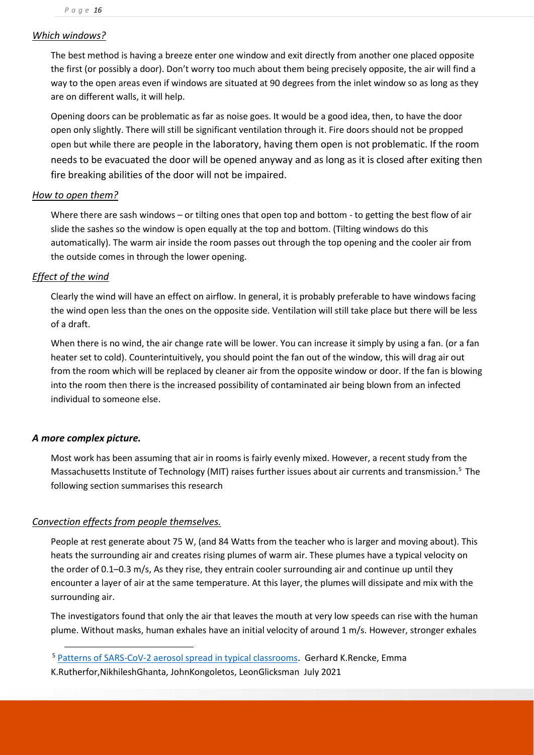*Which windows?*

The best method is having a breeze enter one window and exit directly from another one placed opposite the first (or possibly a door). Don't worry too much about them being precisely opposite, the air will find a way to the open areas even if windows are situated at 90 degrees from the inlet window so as long as they are on different walls, it will help.

Opening doors can be problematic as far as noise goes. It would be a good idea, then, to have the door open only slightly. There will still be significant ventilation through it. Fire doors should not be propped open but while there are people in the laboratory, having them open is not problematic. If the room needs to be evacuated the door will be opened anyway and as long as it is closed after exiting then fire breaking abilities of the door will not be impaired.

*How to open them?*

Where there are sash windows – or tilting ones that open top and bottom - to getting the best flow of air slide the sashes so the window is open equally at the top and bottom. (Tilting windows do this automatically). The warm air inside the room passes out through the top opening and the cooler air from the outside comes in through the lower opening.

*Effect of the wind*

Clearly the wind will have an effect on airflow. In general, it is probably preferable to have windows facing the wind open less than the ones on the opposite side. Ventilation will still take place but there will be less of a draft.

When there is no wind, the air change rate will be lower. You can increase it simply by using a fan. (or a fan heater set to cold). Counterintuitively, you should point the fan out of the window, this will drag air out from the room which will be replaced by cleaner air from the opposite window or door. If the fan is blowing into the room then there is the increased possibility of contaminated air being blown from an infected individual to someone else.

***A more complex picture.***

Most work has been assuming that air in rooms is fairly evenly mixed. However, a recent study from the Massachusetts Institute of Technology (MIT) raises further issues about air currents and transmission.[5] The following section summarises this research

*Convection effects from people themselves.*

People at rest generate about 75 W, (and 84 Watts from the teacher who is larger and moving about). This heats the surrounding air and creates rising plumes of warm air. These plumes have a typical velocity on the order of 0.1–0.3 m/s, As they rise, they entrain cooler surrounding air and continue up until they encounter a layer of air at the same temperature. At this layer, the plumes will dissipate and mix with the surrounding air.

The investigators found that only the air that leaves the mouth at very low speeds can rise with the human plume. Without masks, human exhales have an initial velocity of around 1 m/s. However, stronger exhales

[5] Patterns of SARS-CoV-2 aerosol spread in typical classrooms. Gerhard K.Rencke, Emma K.Rutherfor,NikhileshGhanta, JohnKongoletos, LeonGlicksman July 2021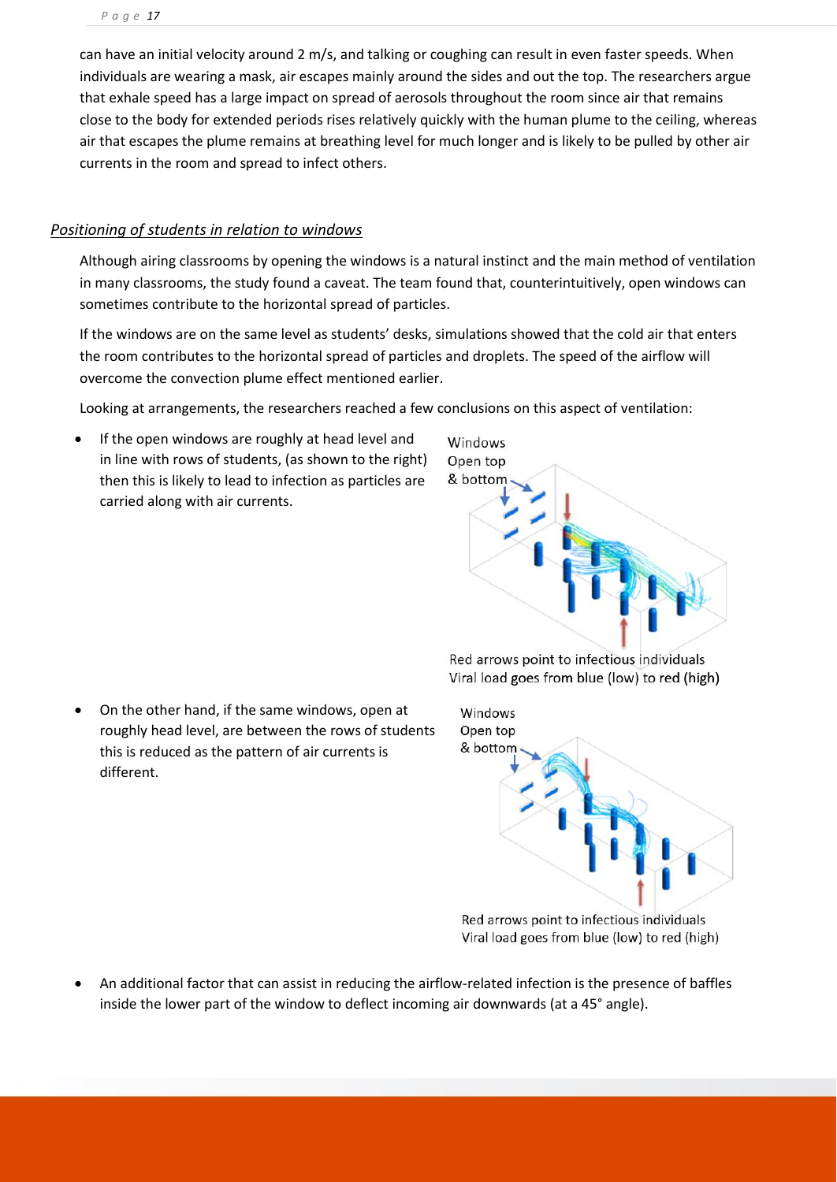can have an initial velocity around 2 m/s, and talking or coughing can result in even faster speeds. When individuals are wearing a mask, air escapes mainly around the sides and out the top. The researchers argue that exhale speed has a large impact on spread of aerosols throughout the room since air that remains close to the body for extended periods rises relatively quickly with the human plume to the ceiling, whereas air that escapes the plume remains at breathing level for much longer and is likely to be pulled by other air currents in the room and spread to infect others.

### *Positioning of students in relation to windows*

Although airing classrooms by opening the windows is a natural instinct and the main method of ventilation in many classrooms, the study found a caveat. The team found that, counterintuitively, open windows can sometimes contribute to the horizontal spread of particles.

If the windows are on the same level as students' desks, simulations showed that the cold air that enters the room contributes to the horizontal spread of particles and droplets. The speed of the airflow will overcome the convection plume effect mentioned earlier.

Looking at arrangements, the researchers reached a few conclusions on this aspect of ventilation:

- If the open windows are roughly at head level and in line with rows of students, (as shown to the right) then this is likely to lead to infection as particles are carried along with air currents.

Windows Open top & bottom

Red arrows point to infectious individuals
Viral load goes from blue (low) to red (high)

- On the other hand, if the same windows, open at roughly head level, are between the rows of students this is reduced as the pattern of air currents is different.

Windows Open top & bottom

Red arrows point to infectious individuals
Viral load goes from blue (low) to red (high)

- An additional factor that can assist in reducing the airflow-related infection is the presence of baffles inside the lower part of the window to deflect incoming air downwards (at a 45° angle).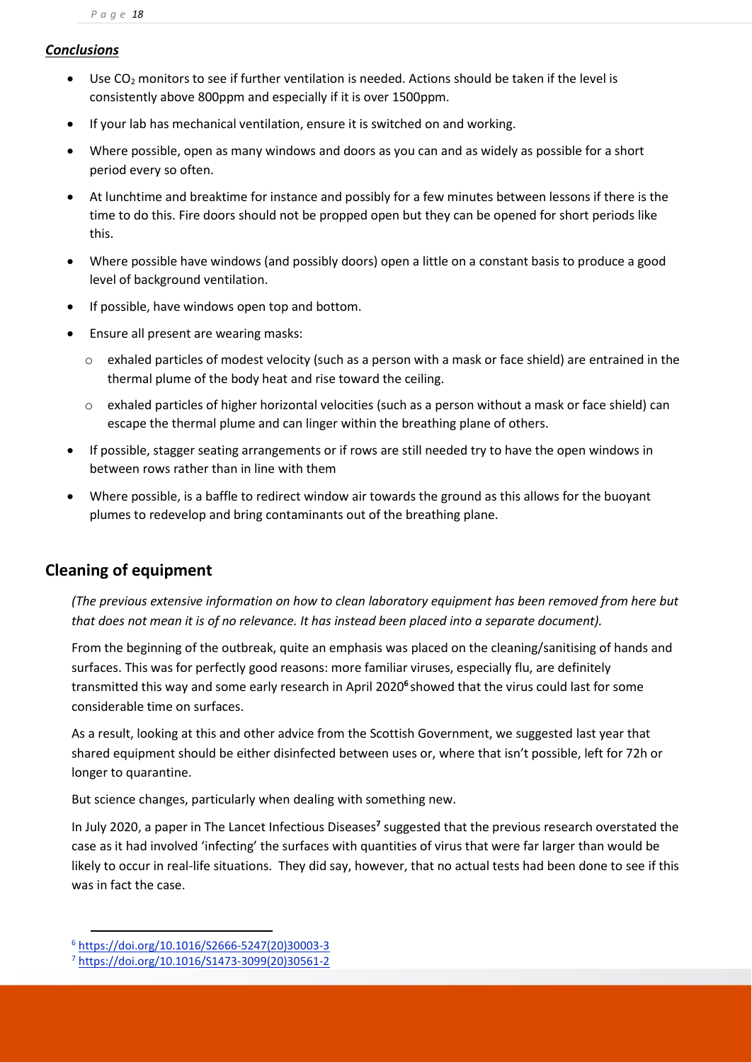### *Conclusions*

- Use $CO_2$ monitors to see if further ventilation is needed. Actions should be taken if the level is consistently above 800ppm and especially if it is over 1500ppm.
- If your lab has mechanical ventilation, ensure it is switched on and working.
- Where possible, open as many windows and doors as you can and as widely as possible for a short period every so often.
- At lunchtime and breaktime for instance and possibly for a few minutes between lessons if there is the time to do this. Fire doors should not be propped open but they can be opened for short periods like this.
- Where possible have windows (and possibly doors) open a little on a constant basis to produce a good level of background ventilation.
- If possible, have windows open top and bottom.
- Ensure all present are wearing masks:
  - exhaled particles of modest velocity (such as a person with a mask or face shield) are entrained in the thermal plume of the body heat and rise toward the ceiling.
  - exhaled particles of higher horizontal velocities (such as a person without a mask or face shield) can escape the thermal plume and can linger within the breathing plane of others.
- If possible, stagger seating arrangements or if rows are still needed try to have the open windows in between rows rather than in line with them
- Where possible, is a baffle to redirect window air towards the ground as this allows for the buoyant plumes to redevelop and bring contaminants out of the breathing plane.

## Cleaning of equipment

*(The previous extensive information on how to clean laboratory equipment has been removed from here but that does not mean it is of no relevance. It has instead been placed into a separate document).*

From the beginning of the outbreak, quite an emphasis was placed on the cleaning/sanitising of hands and surfaces. This was for perfectly good reasons: more familiar viruses, especially flu, are definitely transmitted this way and some early research in April 2020[6] showed that the virus could last for some considerable time on surfaces.

As a result, looking at this and other advice from the Scottish Government, we suggested last year that shared equipment should be either disinfected between uses or, where that isn't possible, left for 72h or longer to quarantine.

But science changes, particularly when dealing with something new.

In July 2020, a paper in The Lancet Infectious Diseases[7] suggested that the previous research overstated the case as it had involved 'infecting' the surfaces with quantities of virus that were far larger than would be likely to occur in real-life situations. They did say, however, that no actual tests had been done to see if this was in fact the case.

[6] https://doi.org/10.1016/S2666-5247(20)30003-3

[7] https://doi.org/10.1016/S1473-3099(20)30561-2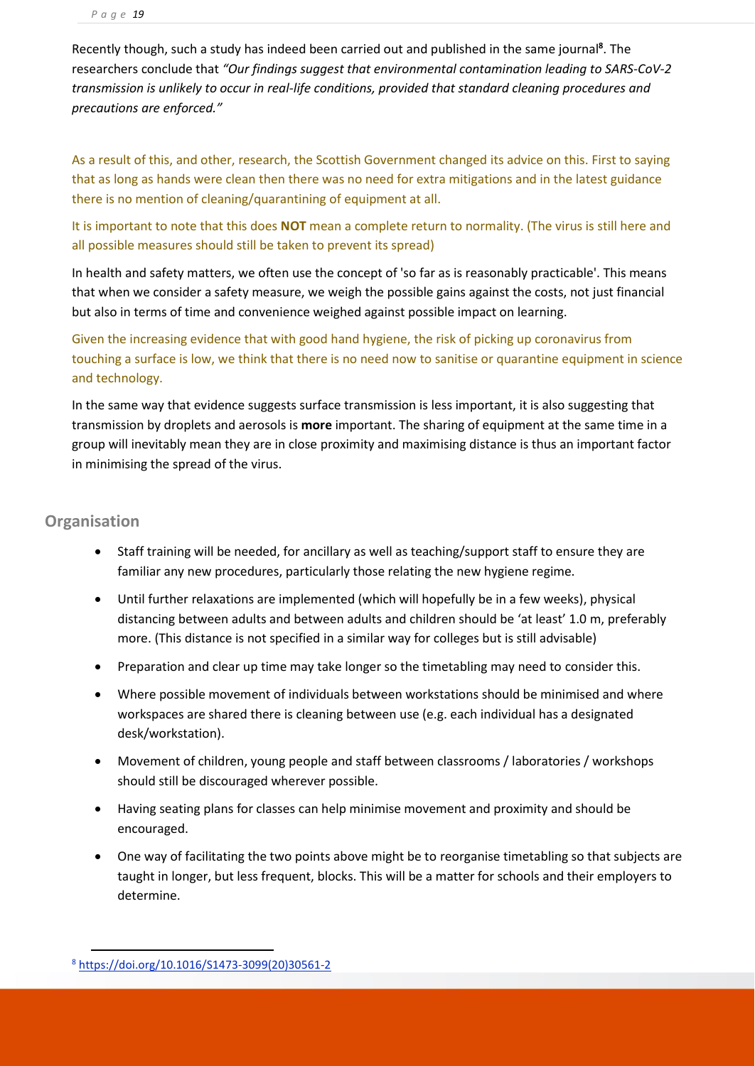Recently though, such a study has indeed been carried out and published in the same journal[8]. The researchers conclude that *"Our findings suggest that environmental contamination leading to SARS-CoV-2 transmission is unlikely to occur in real-life conditions, provided that standard cleaning procedures and precautions are enforced."*

As a result of this, and other, research, the Scottish Government changed its advice on this. First to saying that as long as hands were clean then there was no need for extra mitigations and in the latest guidance there is no mention of cleaning/quarantining of equipment at all.

It is important to note that this does **NOT** mean a complete return to normality. (The virus is still here and all possible measures should still be taken to prevent its spread)

In health and safety matters, we often use the concept of 'so far as is reasonably practicable'. This means that when we consider a safety measure, we weigh the possible gains against the costs, not just financial but also in terms of time and convenience weighed against possible impact on learning.

Given the increasing evidence that with good hand hygiene, the risk of picking up coronavirus from touching a surface is low, we think that there is no need now to sanitise or quarantine equipment in science and technology.

In the same way that evidence suggests surface transmission is less important, it is also suggesting that transmission by droplets and aerosols is **more** important. The sharing of equipment at the same time in a group will inevitably mean they are in close proximity and maximising distance is thus an important factor in minimising the spread of the virus.

## Organisation

- Staff training will be needed, for ancillary as well as teaching/support staff to ensure they are familiar any new procedures, particularly those relating the new hygiene regime.
- Until further relaxations are implemented (which will hopefully be in a few weeks), physical distancing between adults and between adults and children should be 'at least' 1.0 m, preferably more. (This distance is not specified in a similar way for colleges but is still advisable)
- Preparation and clear up time may take longer so the timetabling may need to consider this.
- Where possible movement of individuals between workstations should be minimised and where workspaces are shared there is cleaning between use (e.g. each individual has a designated desk/workstation).
- Movement of children, young people and staff between classrooms / laboratories / workshops should still be discouraged wherever possible.
- Having seating plans for classes can help minimise movement and proximity and should be encouraged.
- One way of facilitating the two points above might be to reorganise timetabling so that subjects are taught in longer, but less frequent, blocks. This will be a matter for schools and their employers to determine.

[8] https://doi.org/10.1016/S1473-3099(20)30561-2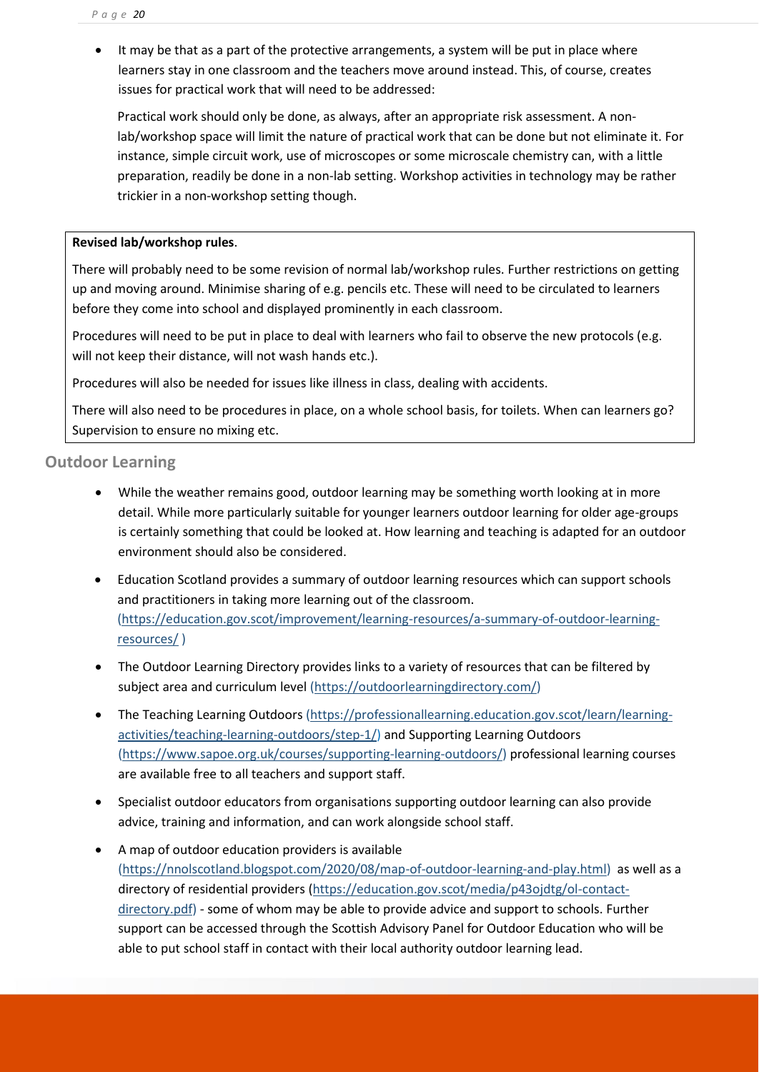- It may be that as a part of the protective arrangements, a system will be put in place where learners stay in one classroom and the teachers move around instead. This, of course, creates issues for practical work that will need to be addressed:

  Practical work should only be done, as always, after an appropriate risk assessment. A non-lab/workshop space will limit the nature of practical work that can be done but not eliminate it. For instance, simple circuit work, use of microscopes or some microscale chemistry can, with a little preparation, readily be done in a non-lab setting. Workshop activities in technology may be rather trickier in a non-workshop setting though.

**Revised lab/workshop rules**.

There will probably need to be some revision of normal lab/workshop rules. Further restrictions on getting up and moving around. Minimise sharing of e.g. pencils etc. These will need to be circulated to learners before they come into school and displayed prominently in each classroom.

Procedures will need to be put in place to deal with learners who fail to observe the new protocols (e.g. will not keep their distance, will not wash hands etc.).

Procedures will also be needed for issues like illness in class, dealing with accidents.

There will also need to be procedures in place, on a whole school basis, for toilets. When can learners go? Supervision to ensure no mixing etc.

## Outdoor Learning

- While the weather remains good, outdoor learning may be something worth looking at in more detail. While more particularly suitable for younger learners outdoor learning for older age-groups is certainly something that could be looked at. How learning and teaching is adapted for an outdoor environment should also be considered.
- Education Scotland provides a summary of outdoor learning resources which can support schools and practitioners in taking more learning out of the classroom. (https://education.gov.scot/improvement/learning-resources/a-summary-of-outdoor-learning-resources/ )
- The Outdoor Learning Directory provides links to a variety of resources that can be filtered by subject area and curriculum level (https://outdoorlearningdirectory.com/)
- The Teaching Learning Outdoors (https://professionallearning.education.gov.scot/learn/learning-activities/teaching-learning-outdoors/step-1/) and Supporting Learning Outdoors (https://www.sapoe.org.uk/courses/supporting-learning-outdoors/) professional learning courses are available free to all teachers and support staff.
- Specialist outdoor educators from organisations supporting outdoor learning can also provide advice, training and information, and can work alongside school staff.
- A map of outdoor education providers is available (https://nnolscotland.blogspot.com/2020/08/map-of-outdoor-learning-and-play.html) as well as a directory of residential providers (https://education.gov.scot/media/p43ojdtg/ol-contact-directory.pdf) - some of whom may be able to provide advice and support to schools. Further support can be accessed through the Scottish Advisory Panel for Outdoor Education who will be able to put school staff in contact with their local authority outdoor learning lead.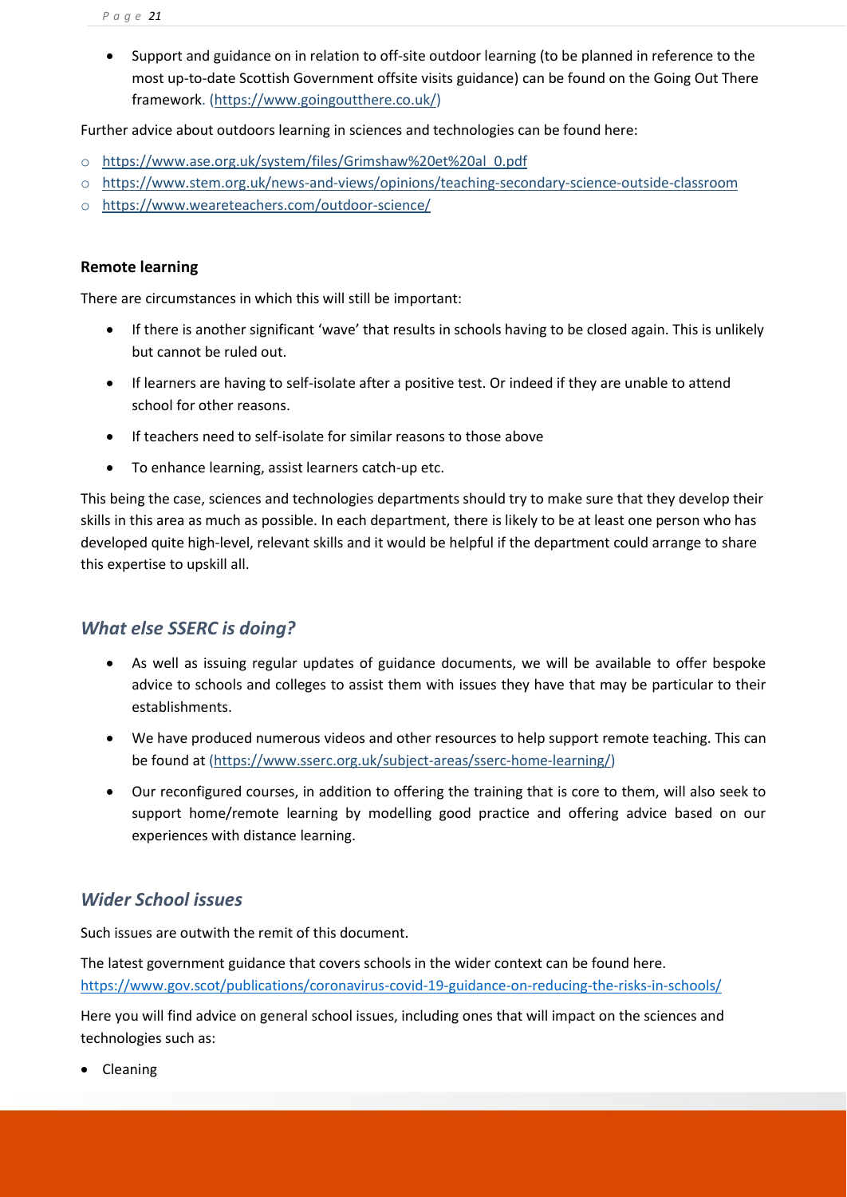- Support and guidance on in relation to off-site outdoor learning (to be planned in reference to the most up-to-date Scottish Government offsite visits guidance) can be found on the Going Out There framework. (https://www.goingoutthere.co.uk/)

Further advice about outdoors learning in sciences and technologies can be found here:

- https://www.ase.org.uk/system/files/Grimshaw%20et%20al_0.pdf
- https://www.stem.org.uk/news-and-views/opinions/teaching-secondary-science-outside-classroom
- https://www.weareteachers.com/outdoor-science/

**Remote learning**

There are circumstances in which this will still be important:

- If there is another significant 'wave' that results in schools having to be closed again. This is unlikely but cannot be ruled out.
- If learners are having to self-isolate after a positive test. Or indeed if they are unable to attend school for other reasons.
- If teachers need to self-isolate for similar reasons to those above
- To enhance learning, assist learners catch-up etc.

This being the case, sciences and technologies departments should try to make sure that they develop their skills in this area as much as possible. In each department, there is likely to be at least one person who has developed quite high-level, relevant skills and it would be helpful if the department could arrange to share this expertise to upskill all.

## *What else SSERC is doing?*

- As well as issuing regular updates of guidance documents, we will be available to offer bespoke advice to schools and colleges to assist them with issues they have that may be particular to their establishments.
- We have produced numerous videos and other resources to help support remote teaching. This can be found at (https://www.sserc.org.uk/subject-areas/sserc-home-learning/)
- Our reconfigured courses, in addition to offering the training that is core to them, will also seek to support home/remote learning by modelling good practice and offering advice based on our experiences with distance learning.

## *Wider School issues*

Such issues are outwith the remit of this document.

The latest government guidance that covers schools in the wider context can be found here.
https://www.gov.scot/publications/coronavirus-covid-19-guidance-on-reducing-the-risks-in-schools/

Here you will find advice on general school issues, including ones that will impact on the sciences and technologies such as:

- Cleaning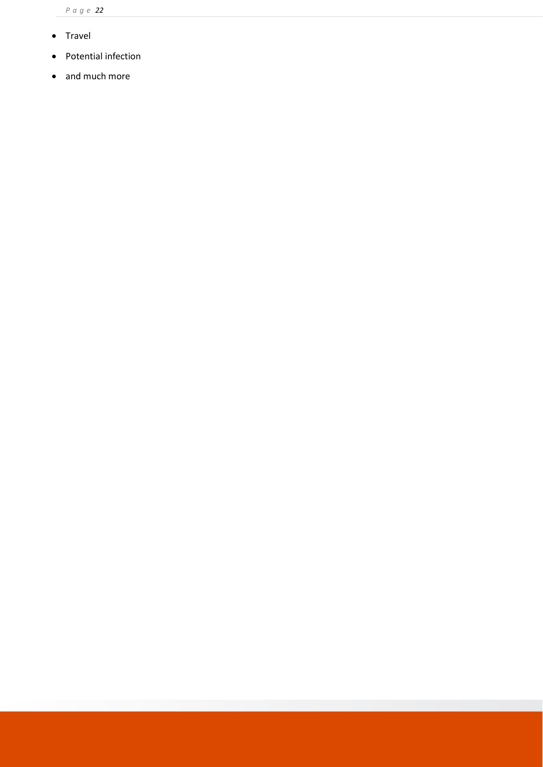- Travel
- Potential infection
- and much more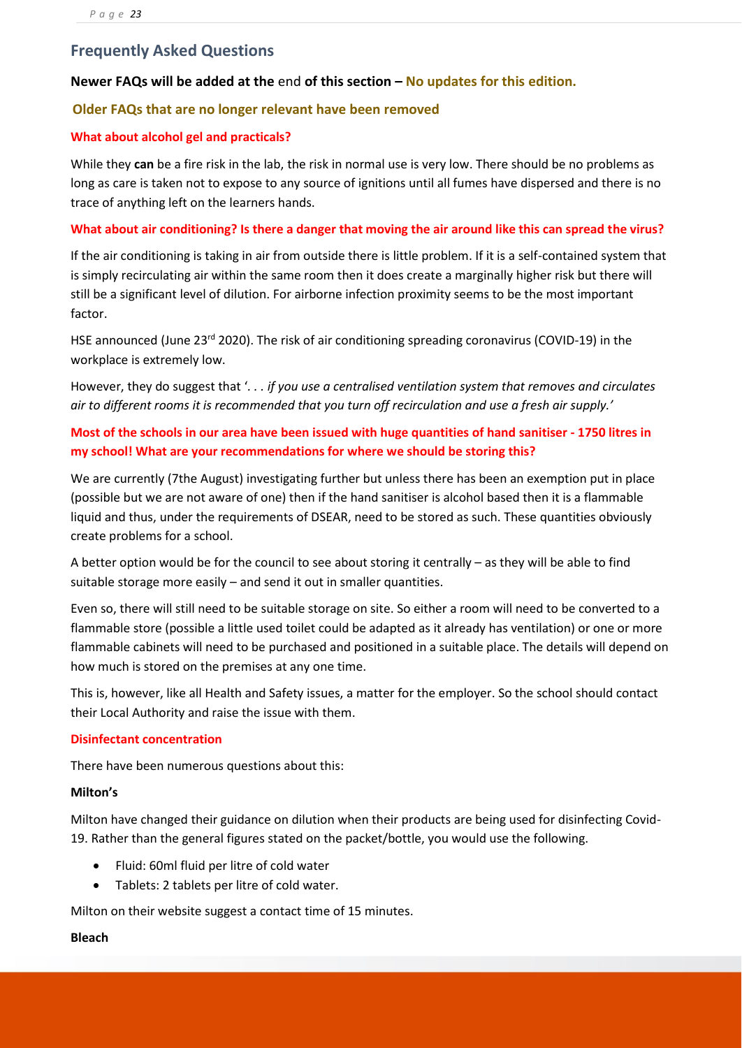## Frequently Asked Questions

**Newer FAQs will be added at the** end **of this section – No updates for this edition.**

**Older FAQs that are no longer relevant have been removed**

**What about alcohol gel and practicals?**

While they **can** be a fire risk in the lab, the risk in normal use is very low. There should be no problems as long as care is taken not to expose to any source of ignitions until all fumes have dispersed and there is no trace of anything left on the learners hands.

**What about air conditioning? Is there a danger that moving the air around like this can spread the virus?**

If the air conditioning is taking in air from outside there is little problem. If it is a self-contained system that is simply recirculating air within the same room then it does create a marginally higher risk but there will still be a significant level of dilution. For airborne infection proximity seems to be the most important factor.

HSE announced (June 23rd 2020). The risk of air conditioning spreading coronavirus (COVID-19) in the workplace is extremely low.

However, they do suggest that '. . . *if you use a centralised ventilation system that removes and circulates air to different rooms it is recommended that you turn off recirculation and use a fresh air supply.'*

**Most of the schools in our area have been issued with huge quantities of hand sanitiser - 1750 litres in my school! What are your recommendations for where we should be storing this?**

We are currently (7the August) investigating further but unless there has been an exemption put in place (possible but we are not aware of one) then if the hand sanitiser is alcohol based then it is a flammable liquid and thus, under the requirements of DSEAR, need to be stored as such. These quantities obviously create problems for a school.

A better option would be for the council to see about storing it centrally – as they will be able to find suitable storage more easily – and send it out in smaller quantities.

Even so, there will still need to be suitable storage on site. So either a room will need to be converted to a flammable store (possible a little used toilet could be adapted as it already has ventilation) or one or more flammable cabinets will need to be purchased and positioned in a suitable place. The details will depend on how much is stored on the premises at any one time.

This is, however, like all Health and Safety issues, a matter for the employer. So the school should contact their Local Authority and raise the issue with them.

**Disinfectant concentration**

There have been numerous questions about this:

**Milton's**

Milton have changed their guidance on dilution when their products are being used for disinfecting Covid-19. Rather than the general figures stated on the packet/bottle, you would use the following.

- Fluid: 60ml fluid per litre of cold water
- Tablets: 2 tablets per litre of cold water.

Milton on their website suggest a contact time of 15 minutes.

**Bleach**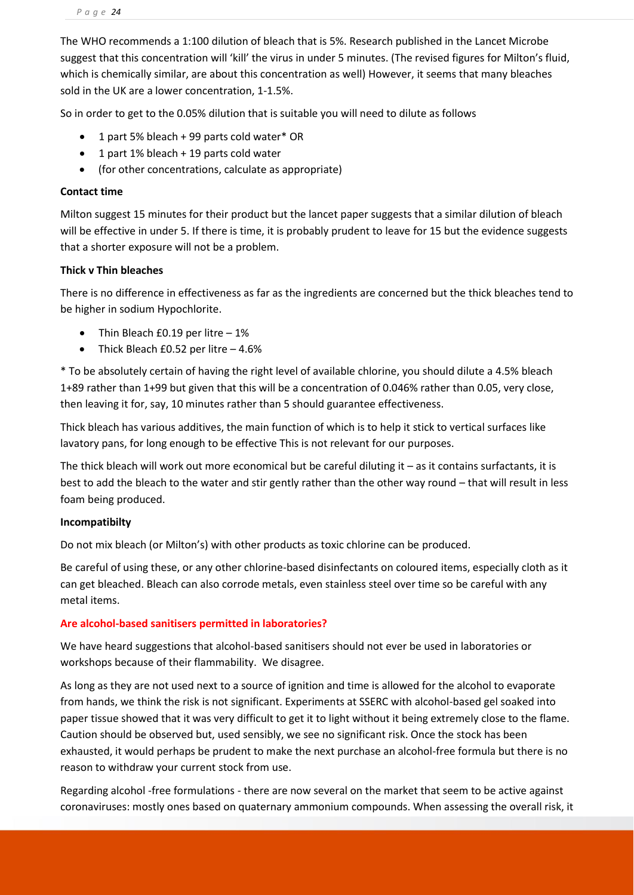The WHO recommends a 1:100 dilution of bleach that is 5%. Research published in the Lancet Microbe suggest that this concentration will 'kill' the virus in under 5 minutes. (The revised figures for Milton's fluid, which is chemically similar, are about this concentration as well) However, it seems that many bleaches sold in the UK are a lower concentration, 1-1.5%.

So in order to get to the 0.05% dilution that is suitable you will need to dilute as follows

- 1 part 5% bleach + 99 parts cold water* OR
- 1 part 1% bleach + 19 parts cold water
- (for other concentrations, calculate as appropriate)

**Contact time**

Milton suggest 15 minutes for their product but the lancet paper suggests that a similar dilution of bleach will be effective in under 5. If there is time, it is probably prudent to leave for 15 but the evidence suggests that a shorter exposure will not be a problem.

**Thick v Thin bleaches**

There is no difference in effectiveness as far as the ingredients are concerned but the thick bleaches tend to be higher in sodium Hypochlorite.

- Thin Bleach £0.19 per litre – 1%
- Thick Bleach £0.52 per litre – 4.6%

* To be absolutely certain of having the right level of available chlorine, you should dilute a 4.5% bleach 1+89 rather than 1+99 but given that this will be a concentration of 0.046% rather than 0.05, very close, then leaving it for, say, 10 minutes rather than 5 should guarantee effectiveness.

Thick bleach has various additives, the main function of which is to help it stick to vertical surfaces like lavatory pans, for long enough to be effective This is not relevant for our purposes.

The thick bleach will work out more economical but be careful diluting it – as it contains surfactants, it is best to add the bleach to the water and stir gently rather than the other way round – that will result in less foam being produced.

**Incompatibilty**

Do not mix bleach (or Milton's) with other products as toxic chlorine can be produced.

Be careful of using these, or any other chlorine-based disinfectants on coloured items, especially cloth as it can get bleached. Bleach can also corrode metals, even stainless steel over time so be careful with any metal items.

**Are alcohol-based sanitisers permitted in laboratories?**

We have heard suggestions that alcohol-based sanitisers should not ever be used in laboratories or workshops because of their flammability. We disagree.

As long as they are not used next to a source of ignition and time is allowed for the alcohol to evaporate from hands, we think the risk is not significant. Experiments at SSERC with alcohol-based gel soaked into paper tissue showed that it was very difficult to get it to light without it being extremely close to the flame. Caution should be observed but, used sensibly, we see no significant risk. Once the stock has been exhausted, it would perhaps be prudent to make the next purchase an alcohol-free formula but there is no reason to withdraw your current stock from use.

Regarding alcohol -free formulations - there are now several on the market that seem to be active against coronaviruses: mostly ones based on quaternary ammonium compounds. When assessing the overall risk, it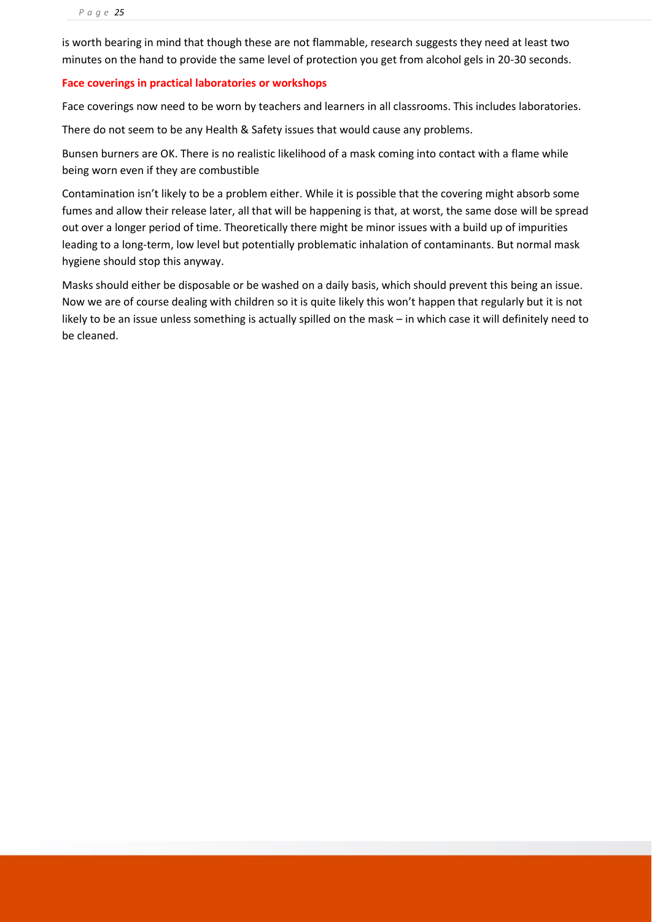is worth bearing in mind that though these are not flammable, research suggests they need at least two minutes on the hand to provide the same level of protection you get from alcohol gels in 20-30 seconds.

**Face coverings in practical laboratories or workshops**

Face coverings now need to be worn by teachers and learners in all classrooms. This includes laboratories.

There do not seem to be any Health & Safety issues that would cause any problems.

Bunsen burners are OK. There is no realistic likelihood of a mask coming into contact with a flame while being worn even if they are combustible

Contamination isn't likely to be a problem either. While it is possible that the covering might absorb some fumes and allow their release later, all that will be happening is that, at worst, the same dose will be spread out over a longer period of time. Theoretically there might be minor issues with a build up of impurities leading to a long-term, low level but potentially problematic inhalation of contaminants. But normal mask hygiene should stop this anyway.

Masks should either be disposable or be washed on a daily basis, which should prevent this being an issue. Now we are of course dealing with children so it is quite likely this won't happen that regularly but it is not likely to be an issue unless something is actually spilled on the mask – in which case it will definitely need to be cleaned.